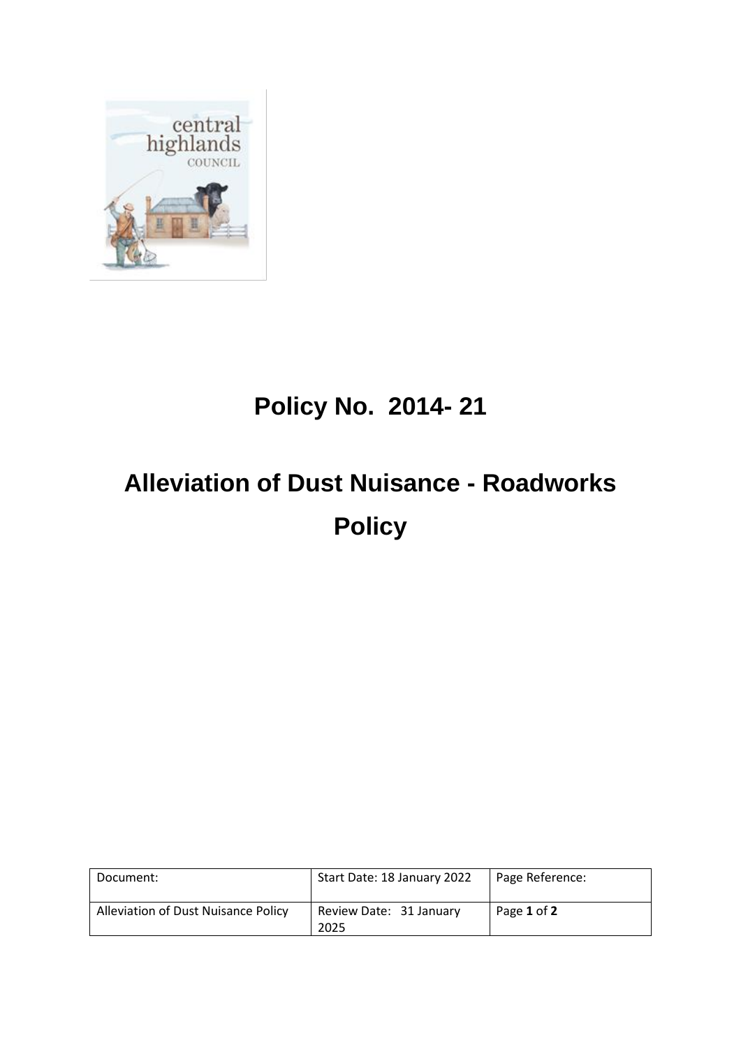# Policy No. 2014- 21

# Alleviation of Dust Nuisance - Roadworks Policy

| Document: | Start Date: 18 January 2022 | Page Reference: |
|---|---|---|
| Alleviation of Dust Nuisance Policy | Review Date: 31 January 2025 | Page **1** of **2** |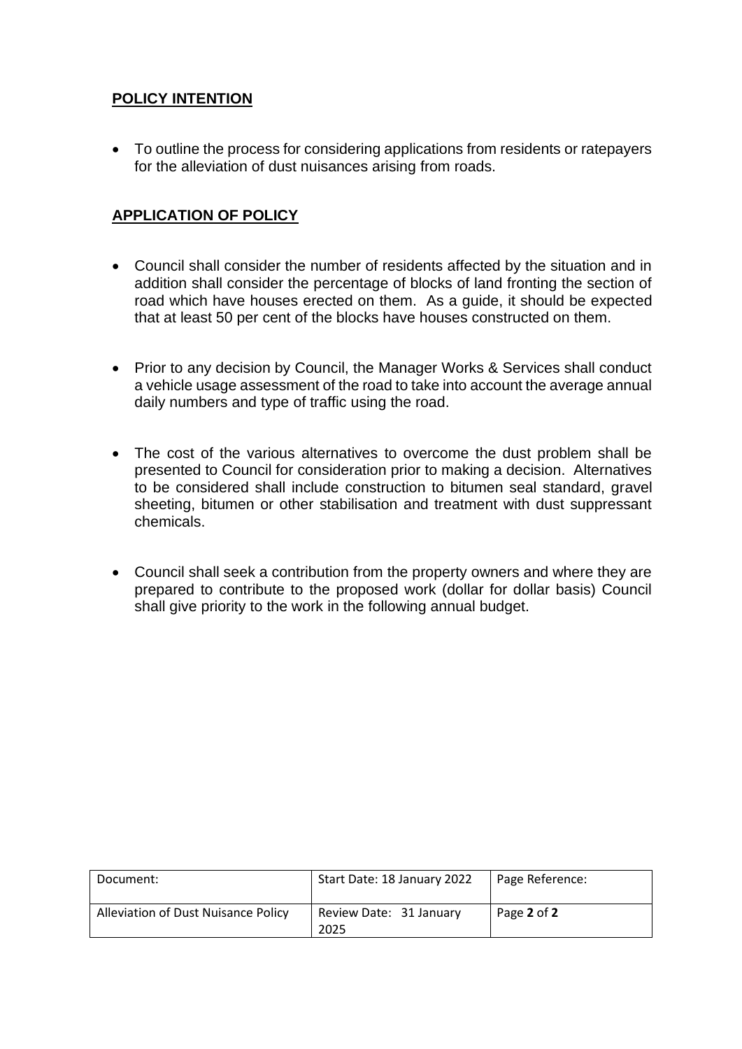## POLICY INTENTION

- To outline the process for considering applications from residents or ratepayers for the alleviation of dust nuisances arising from roads.

## APPLICATION OF POLICY

- Council shall consider the number of residents affected by the situation and in addition shall consider the percentage of blocks of land fronting the section of road which have houses erected on them. As a guide, it should be expected that at least 50 per cent of the blocks have houses constructed on them.

- Prior to any decision by Council, the Manager Works & Services shall conduct a vehicle usage assessment of the road to take into account the average annual daily numbers and type of traffic using the road.

- The cost of the various alternatives to overcome the dust problem shall be presented to Council for consideration prior to making a decision. Alternatives to be considered shall include construction to bitumen seal standard, gravel sheeting, bitumen or other stabilisation and treatment with dust suppressant chemicals.

- Council shall seek a contribution from the property owners and where they are prepared to contribute to the proposed work (dollar for dollar basis) Council shall give priority to the work in the following annual budget.